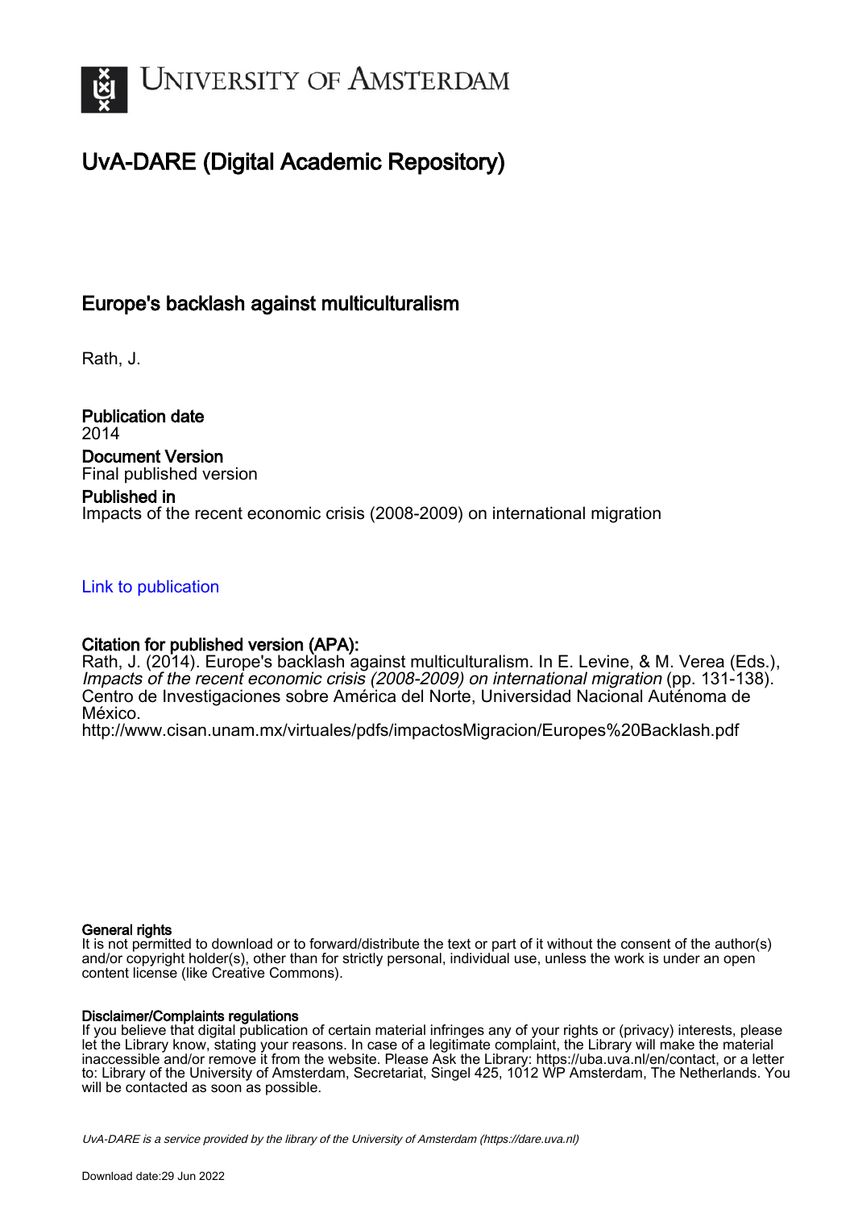# UNIVERSITY OF AMSTERDAM

## UvA-DARE (Digital Academic Repository)

### Europe's backlash against multiculturalism

Rath, J.

**Publication date**
2014

**Document Version**
Final published version

**Published in**
Impacts of the recent economic crisis (2008-2009) on international migration

Link to publication

**Citation for published version (APA):**
Rath, J. (2014). Europe's backlash against multiculturalism. In E. Levine, & M. Verea (Eds.), *Impacts of the recent economic crisis (2008-2009) on international migration* (pp. 131-138). Centro de Investigaciones sobre América del Norte, Universidad Nacional Autónoma de México.
http://www.cisan.unam.mx/virtuales/pdfs/impactosMigracion/Europes%20Backlash.pdf

**General rights**
It is not permitted to download or to forward/distribute the text or part of it without the consent of the author(s) and/or copyright holder(s), other than for strictly personal, individual use, unless the work is under an open content license (like Creative Commons).

**Disclaimer/Complaints regulations**
If you believe that digital publication of certain material infringes any of your rights or (privacy) interests, please let the Library know, stating your reasons. In case of a legitimate complaint, the Library will make the material inaccessible and/or remove it from the website. Please Ask the Library: https://uba.uva.nl/en/contact, or a letter to: Library of the University of Amsterdam, Secretariat, Singel 425, 1012 WP Amsterdam, The Netherlands. You will be contacted as soon as possible.

UvA-DARE is a service provided by the library of the University of Amsterdam (https://dare.uva.nl)

Download date:29 Jun 2022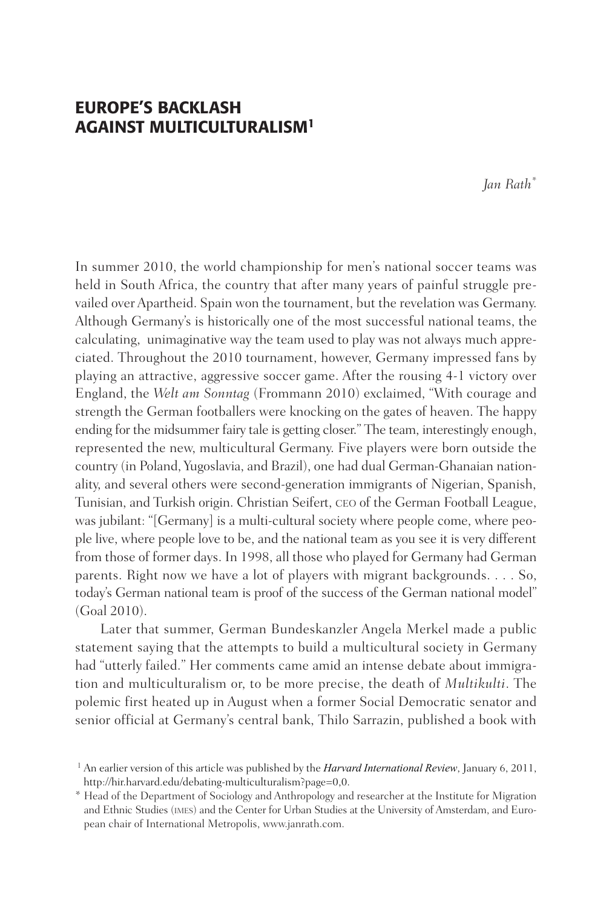# EUROPE'S BACKLASH AGAINST MULTICULTURALISM[1]

*Jan Rath*[*]

In summer 2010, the world championship for men's national soccer teams was held in South Africa, the country that after many years of painful struggle prevailed over Apartheid. Spain won the tournament, but the revelation was Germany. Although Germany's is historically one of the most successful national teams, the calculating, unimaginative way the team used to play was not always much appreciated. Throughout the 2010 tournament, however, Germany impressed fans by playing an attractive, aggressive soccer game. After the rousing 4-1 victory over England, the *Welt am Sonntag* (Frommann 2010) exclaimed, "With courage and strength the German footballers were knocking on the gates of heaven. The happy ending for the midsummer fairy tale is getting closer." The team, interestingly enough, represented the new, multicultural Germany. Five players were born outside the country (in Poland, Yugoslavia, and Brazil), one had dual German-Ghanaian nationality, and several others were second-generation immigrants of Nigerian, Spanish, Tunisian, and Turkish origin. Christian Seifert, CEO of the German Football League, was jubilant: "[Germany] is a multi-cultural society where people come, where people live, where people love to be, and the national team as you see it is very different from those of former days. In 1998, all those who played for Germany had German parents. Right now we have a lot of players with migrant backgrounds. . . . So, today's German national team is proof of the success of the German national model" (Goal 2010).

Later that summer, German Bundeskanzler Angela Merkel made a public statement saying that the attempts to build a multicultural society in Germany had "utterly failed." Her comments came amid an intense debate about immigration and multiculturalism or, to be more precise, the death of *Multikulti*. The polemic first heated up in August when a former Social Democratic senator and senior official at Germany's central bank, Thilo Sarrazin, published a book with

[1] An earlier version of this article was published by the ***Harvard International Review***, January 6, 2011, http://hir.harvard.edu/debating-multiculturalism?page=0,0.

[*] Head of the Department of Sociology and Anthropology and researcher at the Institute for Migration and Ethnic Studies (IMES) and the Center for Urban Studies at the University of Amsterdam, and European chair of International Metropolis, www.janrath.com.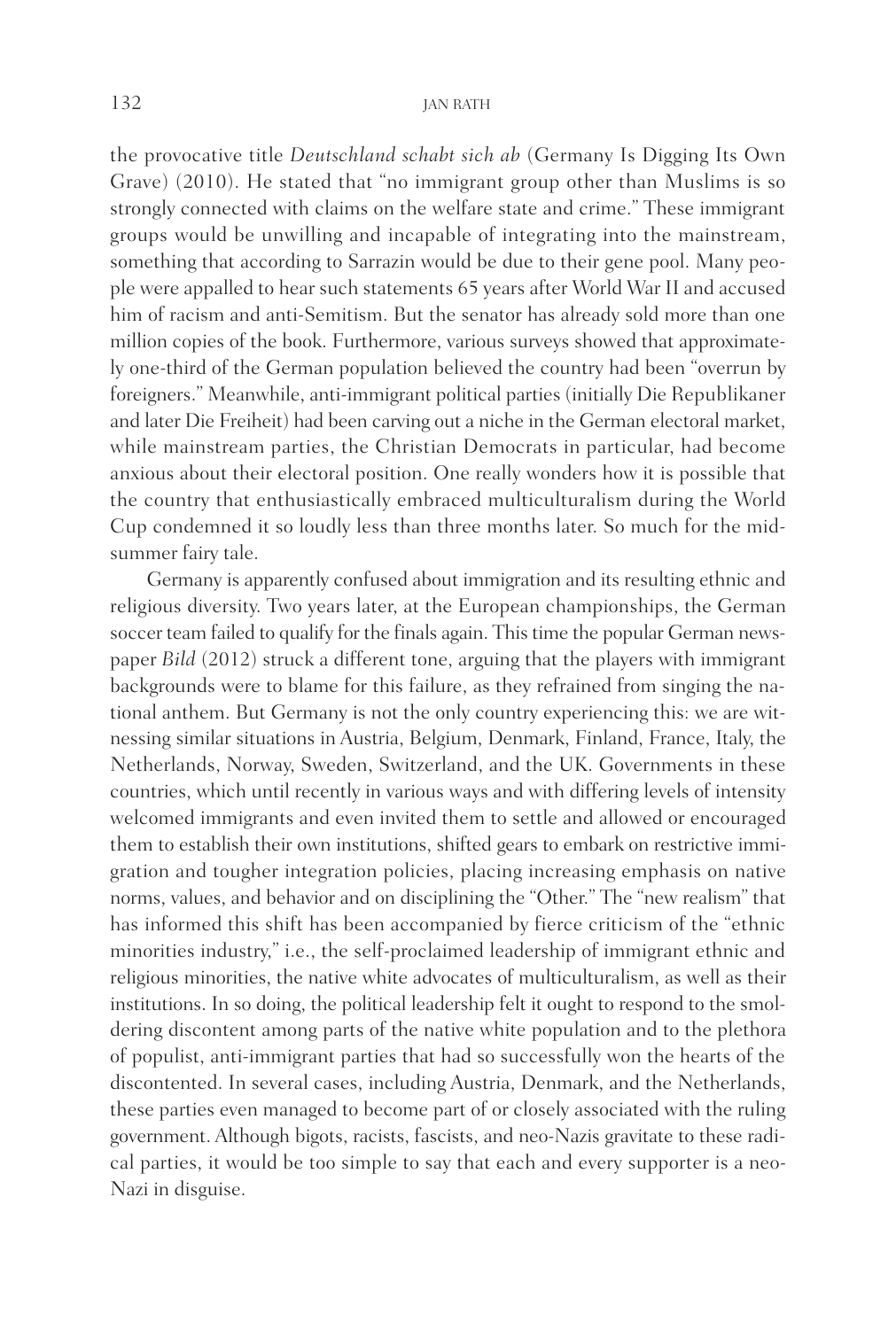the provocative title *Deutschland schabt sich ab* (Germany Is Digging Its Own Grave) (2010). He stated that "no immigrant group other than Muslims is so strongly connected with claims on the welfare state and crime." These immigrant groups would be unwilling and incapable of integrating into the mainstream, something that according to Sarrazin would be due to their gene pool. Many people were appalled to hear such statements 65 years after World War II and accused him of racism and anti-Semitism. But the senator has already sold more than one million copies of the book. Furthermore, various surveys showed that approximately one-third of the German population believed the country had been "overrun by foreigners." Meanwhile, anti-immigrant political parties (initially Die Republikaner and later Die Freiheit) had been carving out a niche in the German electoral market, while mainstream parties, the Christian Democrats in particular, had become anxious about their electoral position. One really wonders how it is possible that the country that enthusiastically embraced multiculturalism during the World Cup condemned it so loudly less than three months later. So much for the midsummer fairy tale.

Germany is apparently confused about immigration and its resulting ethnic and religious diversity. Two years later, at the European championships, the German soccer team failed to qualify for the finals again. This time the popular German newspaper *Bild* (2012) struck a different tone, arguing that the players with immigrant backgrounds were to blame for this failure, as they refrained from singing the national anthem. But Germany is not the only country experiencing this: we are witnessing similar situations in Austria, Belgium, Denmark, Finland, France, Italy, the Netherlands, Norway, Sweden, Switzerland, and the UK. Governments in these countries, which until recently in various ways and with differing levels of intensity welcomed immigrants and even invited them to settle and allowed or encouraged them to establish their own institutions, shifted gears to embark on restrictive immigration and tougher integration policies, placing increasing emphasis on native norms, values, and behavior and on disciplining the "Other." The "new realism" that has informed this shift has been accompanied by fierce criticism of the "ethnic minorities industry," i.e., the self-proclaimed leadership of immigrant ethnic and religious minorities, the native white advocates of multiculturalism, as well as their institutions. In so doing, the political leadership felt it ought to respond to the smoldering discontent among parts of the native white population and to the plethora of populist, anti-immigrant parties that had so successfully won the hearts of the discontented. In several cases, including Austria, Denmark, and the Netherlands, these parties even managed to become part of or closely associated with the ruling government. Although bigots, racists, fascists, and neo-Nazis gravitate to these radical parties, it would be too simple to say that each and every supporter is a neo-Nazi in disguise.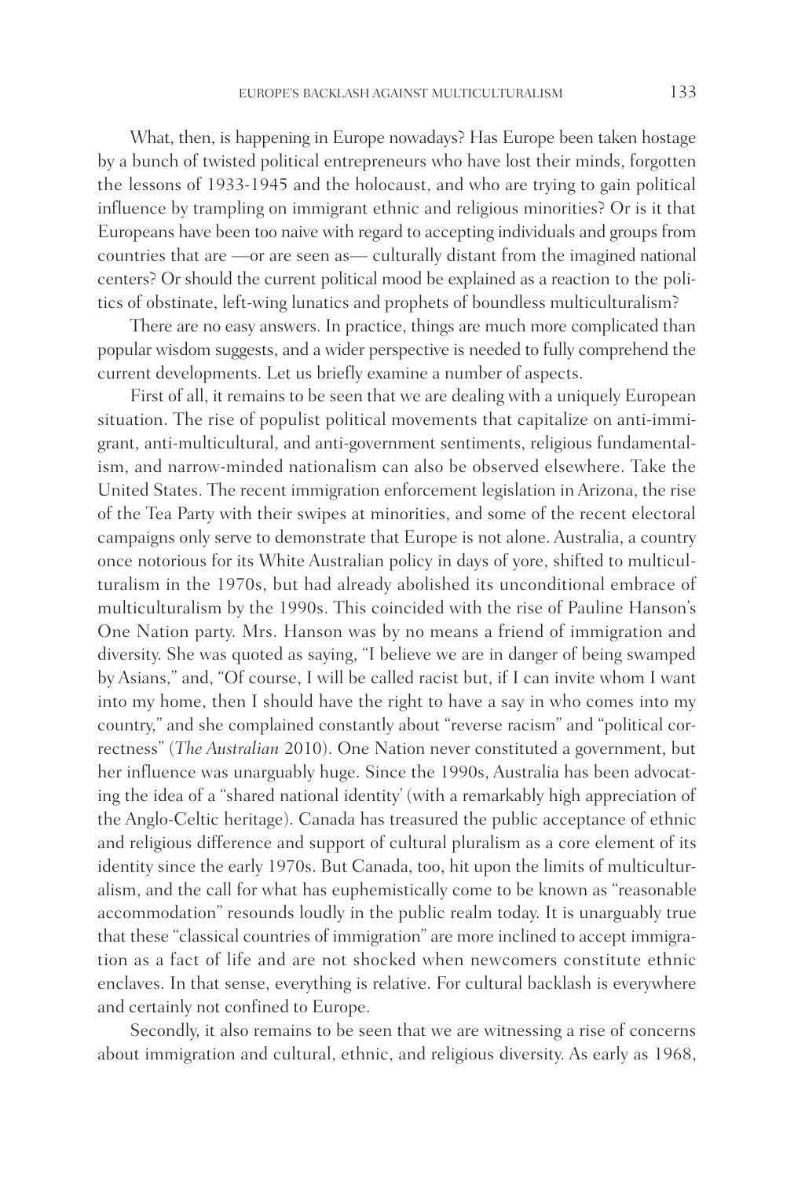What, then, is happening in Europe nowadays? Has Europe been taken hostage by a bunch of twisted political entrepreneurs who have lost their minds, forgotten the lessons of 1933-1945 and the holocaust, and who are trying to gain political influence by trampling on immigrant ethnic and religious minorities? Or is it that Europeans have been too naive with regard to accepting individuals and groups from countries that are —or are seen as— culturally distant from the imagined national centers? Or should the current political mood be explained as a reaction to the politics of obstinate, left-wing lunatics and prophets of boundless multiculturalism?

There are no easy answers. In practice, things are much more complicated than popular wisdom suggests, and a wider perspective is needed to fully comprehend the current developments. Let us briefly examine a number of aspects.

First of all, it remains to be seen that we are dealing with a uniquely European situation. The rise of populist political movements that capitalize on anti-immigrant, anti-multicultural, and anti-government sentiments, religious fundamentalism, and narrow-minded nationalism can also be observed elsewhere. Take the United States. The recent immigration enforcement legislation in Arizona, the rise of the Tea Party with their swipes at minorities, and some of the recent electoral campaigns only serve to demonstrate that Europe is not alone. Australia, a country once notorious for its White Australian policy in days of yore, shifted to multiculturalism in the 1970s, but had already abolished its unconditional embrace of multiculturalism by the 1990s. This coincided with the rise of Pauline Hanson's One Nation party. Mrs. Hanson was by no means a friend of immigration and diversity. She was quoted as saying, "I believe we are in danger of being swamped by Asians," and, "Of course, I will be called racist but, if I can invite whom I want into my home, then I should have the right to have a say in who comes into my country," and she complained constantly about "reverse racism" and "political correctness" (*The Australian* 2010). One Nation never constituted a government, but her influence was unarguably huge. Since the 1990s, Australia has been advocating the idea of a "shared national identity' (with a remarkably high appreciation of the Anglo-Celtic heritage). Canada has treasured the public acceptance of ethnic and religious difference and support of cultural pluralism as a core element of its identity since the early 1970s. But Canada, too, hit upon the limits of multiculturalism, and the call for what has euphemistically come to be known as "reasonable accommodation" resounds loudly in the public realm today. It is unarguably true that these "classical countries of immigration" are more inclined to accept immigration as a fact of life and are not shocked when newcomers constitute ethnic enclaves. In that sense, everything is relative. For cultural backlash is everywhere and certainly not confined to Europe.

Secondly, it also remains to be seen that we are witnessing a rise of concerns about immigration and cultural, ethnic, and religious diversity. As early as 1968,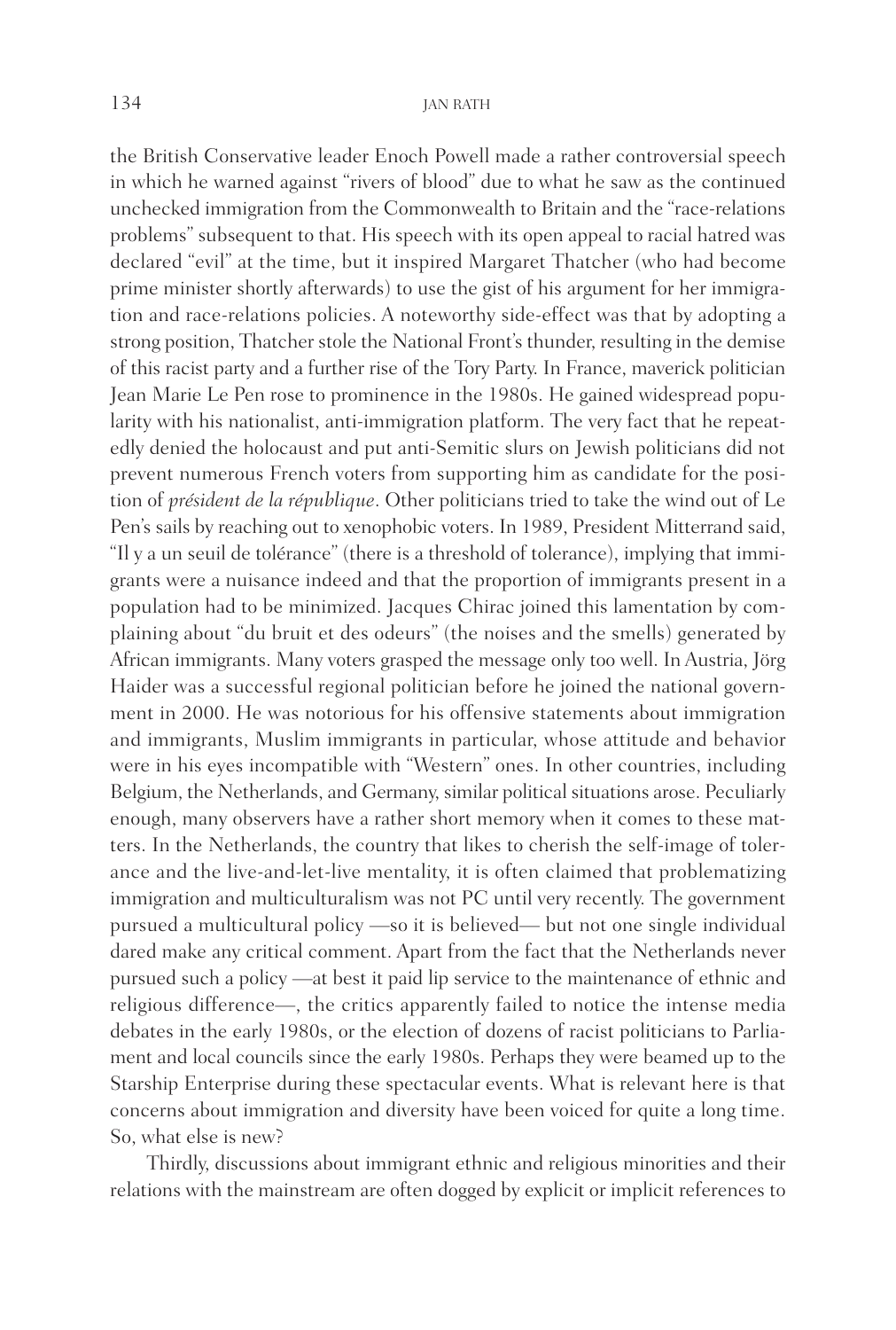the British Conservative leader Enoch Powell made a rather controversial speech in which he warned against "rivers of blood" due to what he saw as the continued unchecked immigration from the Commonwealth to Britain and the "race-relations problems" subsequent to that. His speech with its open appeal to racial hatred was declared "evil" at the time, but it inspired Margaret Thatcher (who had become prime minister shortly afterwards) to use the gist of his argument for her immigration and race-relations policies. A noteworthy side-effect was that by adopting a strong position, Thatcher stole the National Front's thunder, resulting in the demise of this racist party and a further rise of the Tory Party. In France, maverick politician Jean Marie Le Pen rose to prominence in the 1980s. He gained widespread popularity with his nationalist, anti-immigration platform. The very fact that he repeatedly denied the holocaust and put anti-Semitic slurs on Jewish politicians did not prevent numerous French voters from supporting him as candidate for the position of *président de la république*. Other politicians tried to take the wind out of Le Pen's sails by reaching out to xenophobic voters. In 1989, President Mitterrand said, "Il y a un seuil de tolérance" (there is a threshold of tolerance), implying that immigrants were a nuisance indeed and that the proportion of immigrants present in a population had to be minimized. Jacques Chirac joined this lamentation by complaining about "du bruit et des odeurs" (the noises and the smells) generated by African immigrants. Many voters grasped the message only too well. In Austria, Jörg Haider was a successful regional politician before he joined the national government in 2000. He was notorious for his offensive statements about immigration and immigrants, Muslim immigrants in particular, whose attitude and behavior were in his eyes incompatible with "Western" ones. In other countries, including Belgium, the Netherlands, and Germany, similar political situations arose. Peculiarly enough, many observers have a rather short memory when it comes to these matters. In the Netherlands, the country that likes to cherish the self-image of tolerance and the live-and-let-live mentality, it is often claimed that problematizing immigration and multiculturalism was not PC until very recently. The government pursued a multicultural policy —so it is believed— but not one single individual dared make any critical comment. Apart from the fact that the Netherlands never pursued such a policy —at best it paid lip service to the maintenance of ethnic and religious difference—, the critics apparently failed to notice the intense media debates in the early 1980s, or the election of dozens of racist politicians to Parliament and local councils since the early 1980s. Perhaps they were beamed up to the Starship Enterprise during these spectacular events. What is relevant here is that concerns about immigration and diversity have been voiced for quite a long time. So, what else is new?

Thirdly, discussions about immigrant ethnic and religious minorities and their relations with the mainstream are often dogged by explicit or implicit references to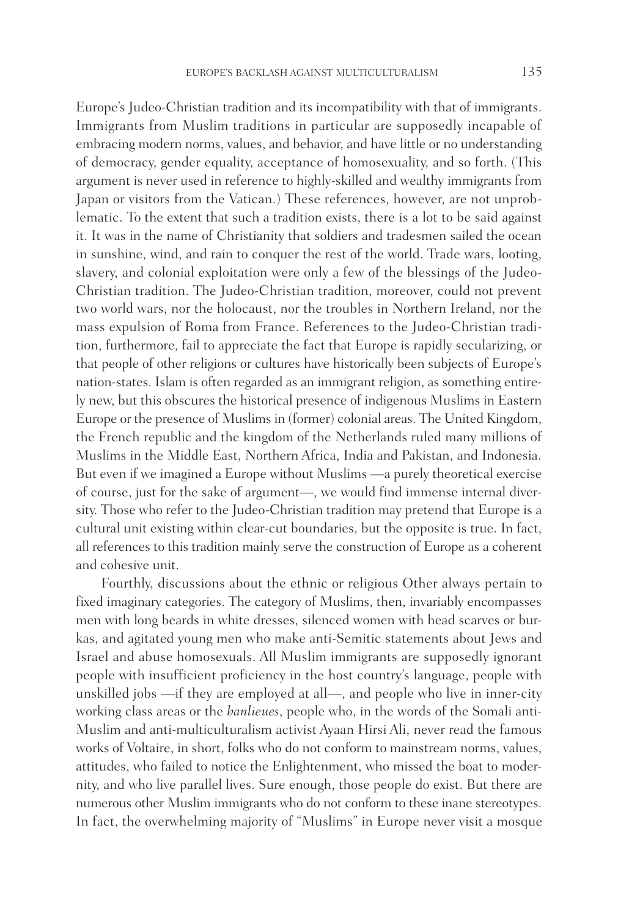Europe's Judeo-Christian tradition and its incompatibility with that of immigrants. Immigrants from Muslim traditions in particular are supposedly incapable of embracing modern norms, values, and behavior, and have little or no understanding of democracy, gender equality, acceptance of homosexuality, and so forth. (This argument is never used in reference to highly-skilled and wealthy immigrants from Japan or visitors from the Vatican.) These references, however, are not unproblematic. To the extent that such a tradition exists, there is a lot to be said against it. It was in the name of Christianity that soldiers and tradesmen sailed the ocean in sunshine, wind, and rain to conquer the rest of the world. Trade wars, looting, slavery, and colonial exploitation were only a few of the blessings of the Judeo-Christian tradition. The Judeo-Christian tradition, moreover, could not prevent two world wars, nor the holocaust, nor the troubles in Northern Ireland, nor the mass expulsion of Roma from France. References to the Judeo-Christian tradition, furthermore, fail to appreciate the fact that Europe is rapidly secularizing, or that people of other religions or cultures have historically been subjects of Europe's nation-states. Islam is often regarded as an immigrant religion, as something entirely new, but this obscures the historical presence of indigenous Muslims in Eastern Europe or the presence of Muslims in (former) colonial areas. The United Kingdom, the French republic and the kingdom of the Netherlands ruled many millions of Muslims in the Middle East, Northern Africa, India and Pakistan, and Indonesia. But even if we imagined a Europe without Muslims —a purely theoretical exercise of course, just for the sake of argument—, we would find immense internal diversity. Those who refer to the Judeo-Christian tradition may pretend that Europe is a cultural unit existing within clear-cut boundaries, but the opposite is true. In fact, all references to this tradition mainly serve the construction of Europe as a coherent and cohesive unit.

Fourthly, discussions about the ethnic or religious Other always pertain to fixed imaginary categories. The category of Muslims, then, invariably encompasses men with long beards in white dresses, silenced women with head scarves or burkas, and agitated young men who make anti-Semitic statements about Jews and Israel and abuse homosexuals. All Muslim immigrants are supposedly ignorant people with insufficient proficiency in the host country's language, people with unskilled jobs —if they are employed at all—, and people who live in inner-city working class areas or the *banlieues*, people who, in the words of the Somali anti-Muslim and anti-multiculturalism activist Ayaan Hirsi Ali, never read the famous works of Voltaire, in short, folks who do not conform to mainstream norms, values, attitudes, who failed to notice the Enlightenment, who missed the boat to modernity, and who live parallel lives. Sure enough, those people do exist. But there are numerous other Muslim immigrants who do not conform to these inane stereotypes. In fact, the overwhelming majority of "Muslims" in Europe never visit a mosque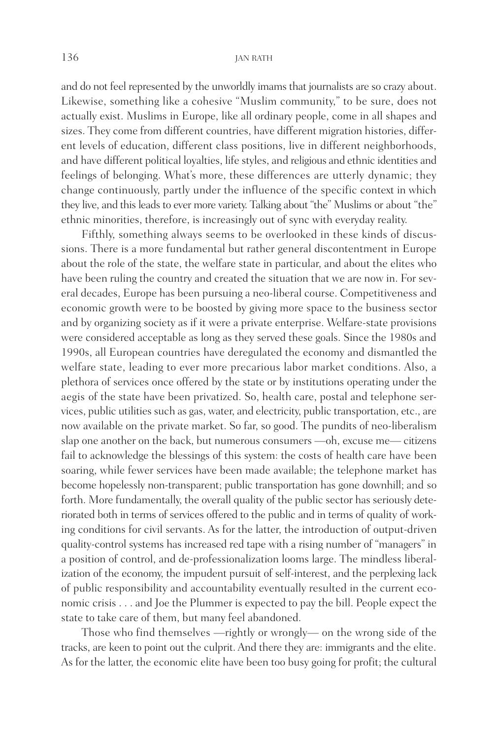and do not feel represented by the unworldly imams that journalists are so crazy about. Likewise, something like a cohesive "Muslim community," to be sure, does not actually exist. Muslims in Europe, like all ordinary people, come in all shapes and sizes. They come from different countries, have different migration histories, different levels of education, different class positions, live in different neighborhoods, and have different political loyalties, life styles, and religious and ethnic identities and feelings of belonging. What's more, these differences are utterly dynamic; they change continuously, partly under the influence of the specific context in which they live, and this leads to ever more variety. Talking about "the" Muslims or about "the" ethnic minorities, therefore, is increasingly out of sync with everyday reality.

Fifthly, something always seems to be overlooked in these kinds of discussions. There is a more fundamental but rather general discontentment in Europe about the role of the state, the welfare state in particular, and about the elites who have been ruling the country and created the situation that we are now in. For several decades, Europe has been pursuing a neo-liberal course. Competitiveness and economic growth were to be boosted by giving more space to the business sector and by organizing society as if it were a private enterprise. Welfare-state provisions were considered acceptable as long as they served these goals. Since the 1980s and 1990s, all European countries have deregulated the economy and dismantled the welfare state, leading to ever more precarious labor market conditions. Also, a plethora of services once offered by the state or by institutions operating under the aegis of the state have been privatized. So, health care, postal and telephone services, public utilities such as gas, water, and electricity, public transportation, etc., are now available on the private market. So far, so good. The pundits of neo-liberalism slap one another on the back, but numerous consumers —oh, excuse me— citizens fail to acknowledge the blessings of this system: the costs of health care have been soaring, while fewer services have been made available; the telephone market has become hopelessly non-transparent; public transportation has gone downhill; and so forth. More fundamentally, the overall quality of the public sector has seriously deteriorated both in terms of services offered to the public and in terms of quality of working conditions for civil servants. As for the latter, the introduction of output-driven quality-control systems has increased red tape with a rising number of "managers" in a position of control, and de-professionalization looms large. The mindless liberalization of the economy, the impudent pursuit of self-interest, and the perplexing lack of public responsibility and accountability eventually resulted in the current economic crisis . . . and Joe the Plummer is expected to pay the bill. People expect the state to take care of them, but many feel abandoned.

Those who find themselves —rightly or wrongly— on the wrong side of the tracks, are keen to point out the culprit. And there they are: immigrants and the elite. As for the latter, the economic elite have been too busy going for profit; the cultural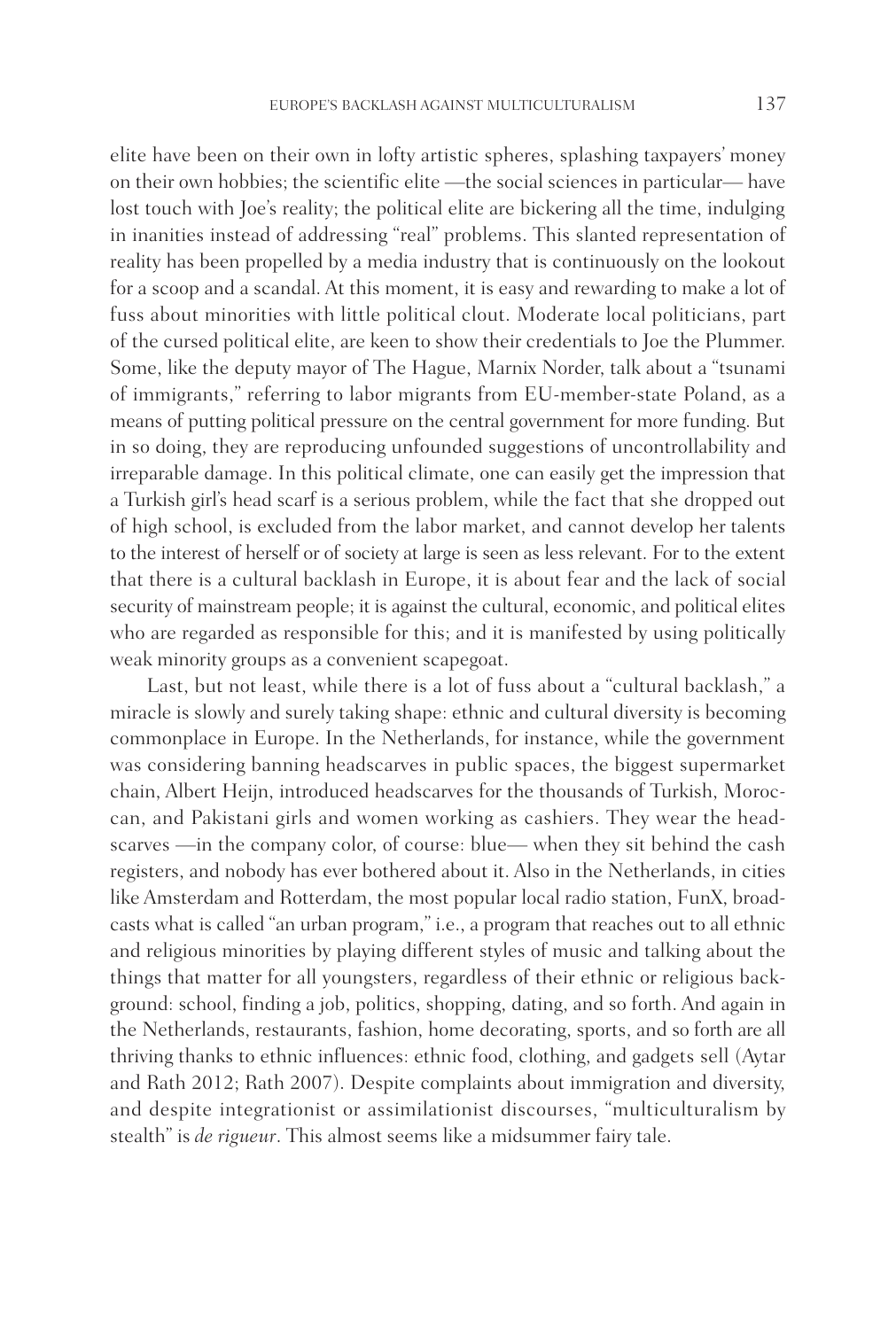elite have been on their own in lofty artistic spheres, splashing taxpayers' money on their own hobbies; the scientific elite —the social sciences in particular— have lost touch with Joe's reality; the political elite are bickering all the time, indulging in inanities instead of addressing "real" problems. This slanted representation of reality has been propelled by a media industry that is continuously on the lookout for a scoop and a scandal. At this moment, it is easy and rewarding to make a lot of fuss about minorities with little political clout. Moderate local politicians, part of the cursed political elite, are keen to show their credentials to Joe the Plummer. Some, like the deputy mayor of The Hague, Marnix Norder, talk about a "tsunami of immigrants," referring to labor migrants from EU-member-state Poland, as a means of putting political pressure on the central government for more funding. But in so doing, they are reproducing unfounded suggestions of uncontrollability and irreparable damage. In this political climate, one can easily get the impression that a Turkish girl's head scarf is a serious problem, while the fact that she dropped out of high school, is excluded from the labor market, and cannot develop her talents to the interest of herself or of society at large is seen as less relevant. For to the extent that there is a cultural backlash in Europe, it is about fear and the lack of social security of mainstream people; it is against the cultural, economic, and political elites who are regarded as responsible for this; and it is manifested by using politically weak minority groups as a convenient scapegoat.

Last, but not least, while there is a lot of fuss about a "cultural backlash," a miracle is slowly and surely taking shape: ethnic and cultural diversity is becoming commonplace in Europe. In the Netherlands, for instance, while the government was considering banning headscarves in public spaces, the biggest supermarket chain, Albert Heijn, introduced headscarves for the thousands of Turkish, Moroccan, and Pakistani girls and women working as cashiers. They wear the headscarves —in the company color, of course: blue— when they sit behind the cash registers, and nobody has ever bothered about it. Also in the Netherlands, in cities like Amsterdam and Rotterdam, the most popular local radio station, FunX, broadcasts what is called "an urban program," i.e., a program that reaches out to all ethnic and religious minorities by playing different styles of music and talking about the things that matter for all youngsters, regardless of their ethnic or religious background: school, finding a job, politics, shopping, dating, and so forth. And again in the Netherlands, restaurants, fashion, home decorating, sports, and so forth are all thriving thanks to ethnic influences: ethnic food, clothing, and gadgets sell (Aytar and Rath 2012; Rath 2007). Despite complaints about immigration and diversity, and despite integrationist or assimilationist discourses, "multiculturalism by stealth" is *de rigueur*. This almost seems like a midsummer fairy tale.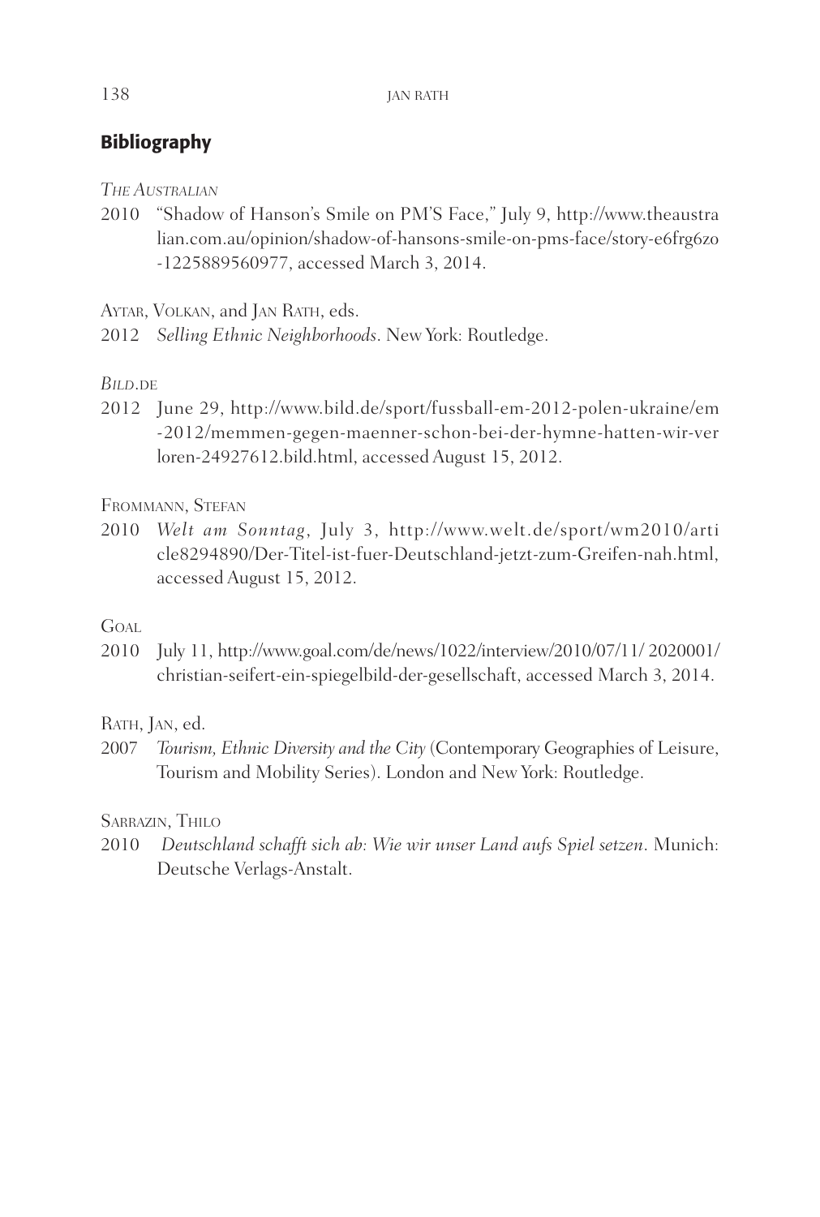## Bibliography

*The Australian*

2010 "Shadow of Hanson's Smile on PM'S Face," July 9, http://www.theaustralian.com.au/opinion/shadow-of-hansons-smile-on-pms-face/story-e6frg6zo-1225889560977, accessed March 3, 2014.

Aytar, Volkan, and Jan Rath, eds.

2012 *Selling Ethnic Neighborhoods*. New York: Routledge.

*Bild*.de

2012 June 29, http://www.bild.de/sport/fussball-em-2012-polen-ukraine/em-2012/memmen-gegen-maenner-schon-bei-der-hymne-hatten-wir-verloren-24927612.bild.html, accessed August 15, 2012.

Frommann, Stefan

2010 *Welt am Sonntag*, July 3, http://www.welt.de/sport/wm2010/article8294890/Der-Titel-ist-fuer-Deutschland-jetzt-zum-Greifen-nah.html, accessed August 15, 2012.

Goal

2010 July 11, http://www.goal.com/de/news/1022/interview/2010/07/11/ 2020001/christian-seifert-ein-spiegelbild-der-gesellschaft, accessed March 3, 2014.

Rath, Jan, ed.

2007 *Tourism, Ethnic Diversity and the City* (Contemporary Geographies of Leisure, Tourism and Mobility Series). London and New York: Routledge.

Sarrazin, Thilo

2010 *Deutschland schafft sich ab: Wie wir unser Land aufs Spiel setzen*. Munich: Deutsche Verlags-Anstalt.